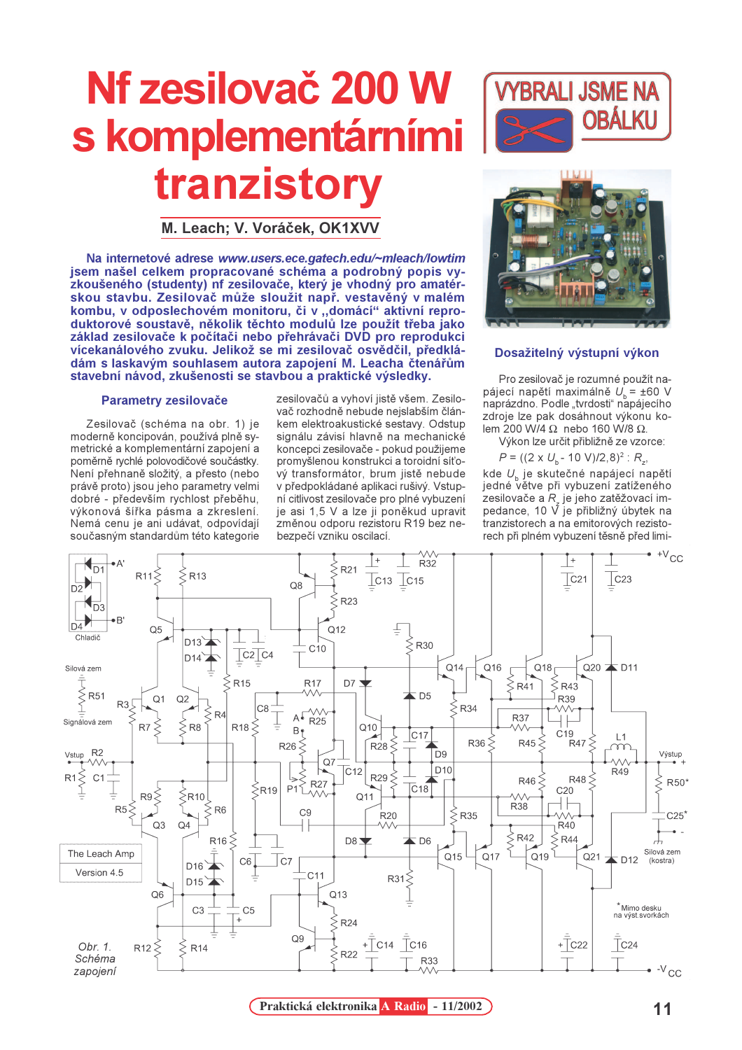# Nf zesilovač 200 W s komplementárními tranzistory

**M. Leach; V. Voráček, OK1XVV**

VYBRALI JSME NA OBÁLKU

**Na internetové adrese *www.users.ece.gatech.edu/~mleach/lowtim* jsem našel celkem propracované schéma a podrobný popis vyzkoušeného (studenty) nf zesilovače, který je vhodný pro amatérskou stavbu. Zesilovač může sloužit např. vestavěný v malém kombu, v odposlechovém monitoru, či v „domácí" aktivní reproduktorové soustavě, několik těchto modulů lze použít třeba jako základ zesilovače k počítači nebo přehrávači DVD pro reprodukci vícekanálového zvuku. Jelikož se mi zesilovač osvědčil, předkládám s laskavým souhlasem autora zapojení M. Leacha čtenářům stavební návod, zkušenosti se stavbou a praktické výsledky.**

## Parametry zesilovače

Zesilovač (schéma na obr. 1) je moderně koncipován, používá plně symetrická a komplementární zapojení a poměrně rychlé polovodičové součástky. Není přehnaně složitý, a přesto (nebo právě proto) jsou jeho parametry velmi dobré - především rychlost přeběhu, výkonová šířka pásma a zkreslení. Nemá cenu je ani udávat, odpovídají současným standardům této kategorie zesilovačů a vyhoví jistě všem. Zesilovač rozhodně nebude nejslabším článkem elektroakustické sestavy. Odstup signálu závisí hlavně na mechanické koncepci zesilovače - pokud použijeme promyšlenou konstrukci a toroidní síťový transformátor, brum jistě nebude v předpokládané aplikaci rušivý. Vstupní citlivost zesilovače pro plné vybuzení je asi 1,5 V a lze ji poněkud upravit změnou odporu rezistoru R19 bez nebezpečí vzniku oscilací.

## Dosažitelný výstupní výkon

Pro zesilovač je rozumné použít napájecí napětí maximálně $U_b = \pm 60$ V naprázdno. Podle „tvrdosti" napájecího zdroje lze pak dosáhnout výkonu kolem 200 W/4 Ω nebo 160 W/8 Ω.

Výkon lze určit přibližně ze vzorce:

$$P = ((2 \times U_b - 10\ \text{V})/2{,}8)^2 : R_z,$$

kde $U_b$ je skutečné napájecí napětí jedné větve při vybuzení zatíženého zesilovače a $R_z$ je jeho zatěžovací impedance, 10 V je přibližný úbytek na tranzistorech a na emitorových rezistorech při plném vybuzení těsně před limi-

*Obr. 1. Schéma zapojení*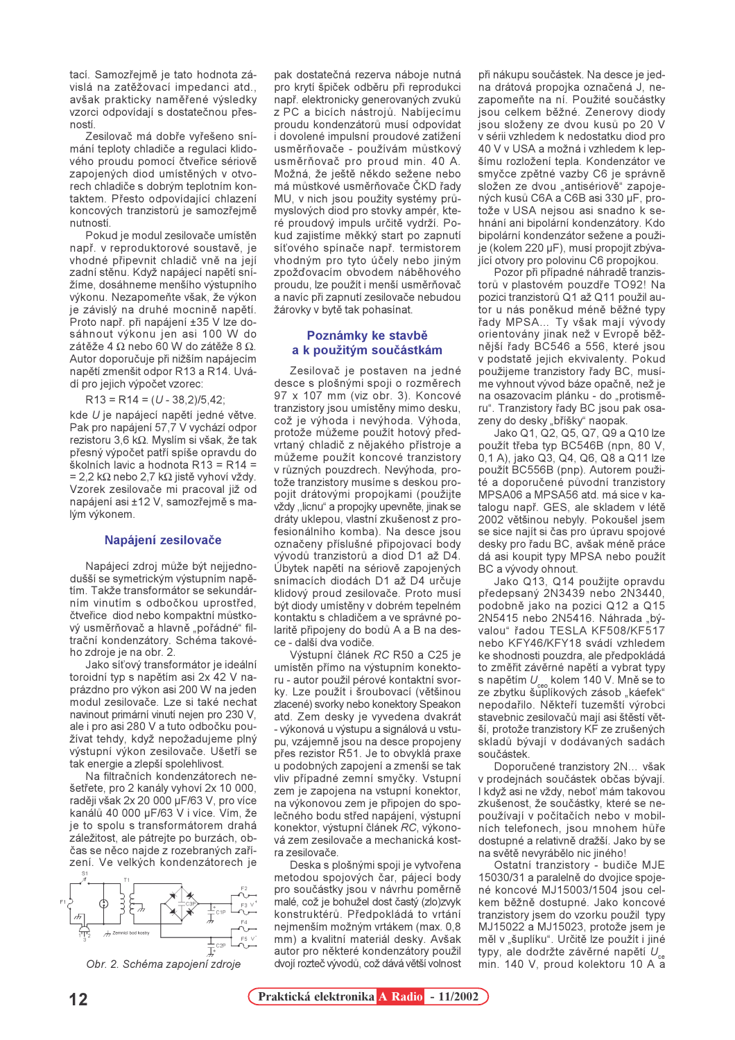tací. Samozřejmě je tato hodnota závislá na zatěžovací impedanci atd., avšak prakticky naměřené výsledky vzorci odpovídají s dostatečnou přesností.

Zesilovač má dobře vyřešeno snímání teploty chladiče a regulaci klidového proudu pomocí čtveřice sériově zapojených diod umístěných v otvorech chladiče s dobrým teplotním kontaktem. Přesto odpovídající chlazení koncových tranzistorů je samozřejmě nutností.

Pokud je modul zesilovače umístěn např. v reproduktorové soustavě, je vhodné připevnit chladič vně na její zadní stěnu. Když napájecí napětí snížíme, dosáhneme menšího výstupního výkonu. Nezapomeňte však, že výkon je závislý na druhé mocnině napětí. Proto např. při napájení ±35 V lze dosáhnout výkonu jen asi 100 W do zátěže 4 Ω nebo 60 W do zátěže 8 Ω. Autor doporučuje při nižším napájecím napětí zmenšit odpor R13 a R14. Uvádí pro jejich výpočet vzorec:

$$R13 = R14 = (U - 38{,}2)/5{,}42;$$

kde $U$ je napájecí napětí jedné větve. Pak pro napájení 57,7 V vychází odpor rezistoru 3,6 kΩ. Myslím si však, že tak přesný výpočet patří spíše opravdu do školních lavic a hodnota R13 = R14 = = 2,2 kΩ nebo 2,7 kΩ jistě vyhoví vždy. Vzorek zesilovače mi pracoval již od napájení asi ±12 V, samozřejmě s malým výkonem.

## Napájení zesilovače

Napájecí zdroj může být nejjednodušší se symetrickým výstupním napětím. Takže transformátor se sekundárním vinutím s odbočkou uprostřed, čtveřice diod nebo kompaktní můstkový usměrňovač a hlavně „pořádné" filtrační kondenzátory. Schéma takového zdroje je na obr. 2.

Jako síťový transformátor je ideální toroidní typ s napětím asi 2x 42 V naprázdno pro výkon asi 200 W na jeden modul zesilovače. Lze si také nechat navinout primární vinutí nejen pro 230 V, ale i pro asi 280 V a tuto odbočku používat tehdy, když nepožadujeme plný výstupní výkon zesilovače. Ušetří se tak energie a zlepší spolehlivost.

Na filtračních kondenzátorech nešetřete, pro 2 kanály vyhoví 2x 10 000, raději však 2x 20 000 µF/63 V, pro více kanálů 40 000 µF/63 V i více. Vím, že je to spolu s transformátorem drahá záležitost, ale pátrejte po burzách, občas se něco najde z rozebraných zařízení. Ve velkých kondenzátorech je pak dostatečná rezerva náboje nutná pro krytí špiček odběru při reprodukci např. elektronicky generovaných zvuků z PC a bicích nástrojů. Nabíjecímu proudu kondenzátorů musí odpovídat i dovolené impulsní proudové zatížení usměrňovače - používám můstkový usměrňovač pro proud min. 40 A. Možná, že ještě někdo sežene nebo má můstkové usměrňovače ČKD řady MU, v nich jsou použity systémy průmyslových diod pro stovky ampér, které proudový impuls určitě vydrží. Pokud zajistíme měkký start po zapnutí síťového spínače např. termistorem vhodným pro tyto účely nebo jiným zpožďovacím obvodem náběhového proudu, lze použít i menší usměrňovač a navíc při zapnutí zesilovače nebudou žárovky v bytě tak pohasínat.

*Obr. 2. Schéma zapojení zdroje*

## Poznámky ke stavbě a k použitým součástkám

Zesilovač je postaven na jedné desce s plošnými spoji o rozměrech 97 x 107 mm (viz obr. 3). Koncové tranzistory jsou umístěny mimo desku, což je výhoda i nevýhoda. Výhoda, protože můžeme použít hotový předvrtaný chladič z nějakého přístroje a můžeme použít koncové tranzistory v různých pouzdrech. Nevýhoda, protože tranzistory musíme s deskou propojit drátovými propojkami (použijte vždy „licnu" a propojky upevněte, jinak se dráty uklepou, vlastní zkušenost z profesionálního komba). Na desce jsou označeny příslušné připojovací body vývodů tranzistorů a diod D1 až D4. Úbytek napětí na sériově zapojených snímacích diodách D1 až D4 určuje klidový proud zesilovače. Proto musí být diody umístěny v dobrém tepelném kontaktu s chladičem a ve správné polaritě připojeny do bodů A a B na desce - další dva vodiče.

Výstupní článek *RC* R50 a C25 je umístěn přímo na výstupním konektoru - autor použil pérové kontaktní svorky. Lze použít i šroubovací (většinou zlacené) svorky nebo konektory Speakon atd. Zem desky je vyvedena dvakrát - výkonová u výstupu a signálová u vstupu, vzájemně jsou na desce propojeny přes rezistor R51. Je to obvyklá praxe u podobných zapojení a zmenší se tak vliv případné zemní smyčky. Vstupní zem je zapojena na vstupní konektor, na výkonovou zem je připojen do společného bodu střed napájení, výstupní konektor, výstupní článek *RC*, výkonová zem zesilovače a mechanická kostra zesilovače.

Deska s plošnými spoji je vytvořena metodou spojových čar, pájecí body pro součástky jsou v návrhu poměrně malé, což je bohužel dost častý (zlo)zvyk konstruktérů. Předpokládá to vrtání nejmenším možným vrtákem (max. 0,8 mm) a kvalitní materiál desky. Avšak autor pro některé součástky použil dvojí rozteč vývodů, což dává větší volnost při nákupu součástek. Na desce je jedna drátová propojka označená J, nezapomeňte na ní. Použité součástky jsou celkem běžné. Zenerovy diody jsou složeny ze dvou kusů po 20 V v sérii vzhledem k nedostatku diod pro 40 V v USA a možná i vzhledem k lepšímu rozložení tepla. Kondenzátor ve smyčce zpětné vazby C6 je správně složen ze dvou „antisériově" zapojených kusů C6A a C6B asi 330 µF, protože v USA nejsou asi snadno k sehnání ani bipolární kondenzátory. Kdo bipolární kondenzátor sežene a použije (kolem 220 µF), musí propojit zbývající otvory pro polovinu C6 propojkou.

Pozor při případné náhradě tranzistorů v plastovém pouzdře TO92! Na pozici tranzistorů Q1 až Q11 použil autor u nás poněkud méně běžné typy řady MPSA... Ty však mají vývody orientovány jinak než v Evropě běžnější řady BC546 a 556, které jsou v podstatě jejich ekvivalenty. Pokud použijeme tranzistory řady BC, musíme vyhnout vývod báze opačně, než je na osazovacím plánku - do „protisměru". Tranzistory řady BC jsou pak osazeny do desky „bříšky" naopak.

Jako Q1, Q2, Q5, Q7, Q9 a Q10 lze použít třeba typ BC546B (npn, 80 V, 0,1 A), jako Q3, Q4, Q6, Q8 a Q11 lze použít BC556B (pnp). Autorem použité a doporučené původní tranzistory MPSA06 a MPSA56 atd. má sice v katalogu např. GES, ale skladem v létě 2002 většinou nebyly. Pokoušel jsem se sice najít si čas pro úpravu spojové desky pro řadu BC, avšak méně práce dá asi koupit typy MPSA nebo použít BC a vývody ohnout.

Jako Q13, Q14 použijte opravdu předepsaný 2N3439 nebo 2N3440, podobně jako na pozici Q12 a Q15 2N5415 nebo 2N5416. Náhrada „bývalou" řadou TESLA KF508/KF517 nebo KFY46/KFY18 svádí vzhledem ke shodnosti pouzdra, ale předpokládá to změřit závěrné napětí a vybrat typy s napětím $U_{ceo}$ kolem 140 V. Mně se to ze zbytku šuplíkových zásob „káefek" nepodařilo. Někteří tuzemští výrobci stavebnic zesilovačů mají asi štěstí větší, protože tranzistory KF ze zrušených skladů bývají v dodávaných sadách součástek.

Doporučené tranzistory 2N... však v prodejnách součástek občas bývají. I když asi ne vždy, neboť mám takovou zkušenost, že součástky, které se nepoužívají v počítačích nebo v mobilních telefonech, jsou mnohem hůře dostupné a relativně dražší. Jako by se na světě nevyrábělo nic jiného!

Ostatní tranzistory - budiče MJE 15030/31 a paralelně do dvojice spojené koncové MJ15003/1504 jsou celkem běžně dostupné. Jako koncové tranzistory jsem do vzorku použil typy MJ15022 a MJ15023, protože jsem je měl v „šuplíku". Určitě lze použít i jiné typy, ale dodržte závěrné napětí $U_{ce}$ min. 140 V, proud kolektoru 10 A a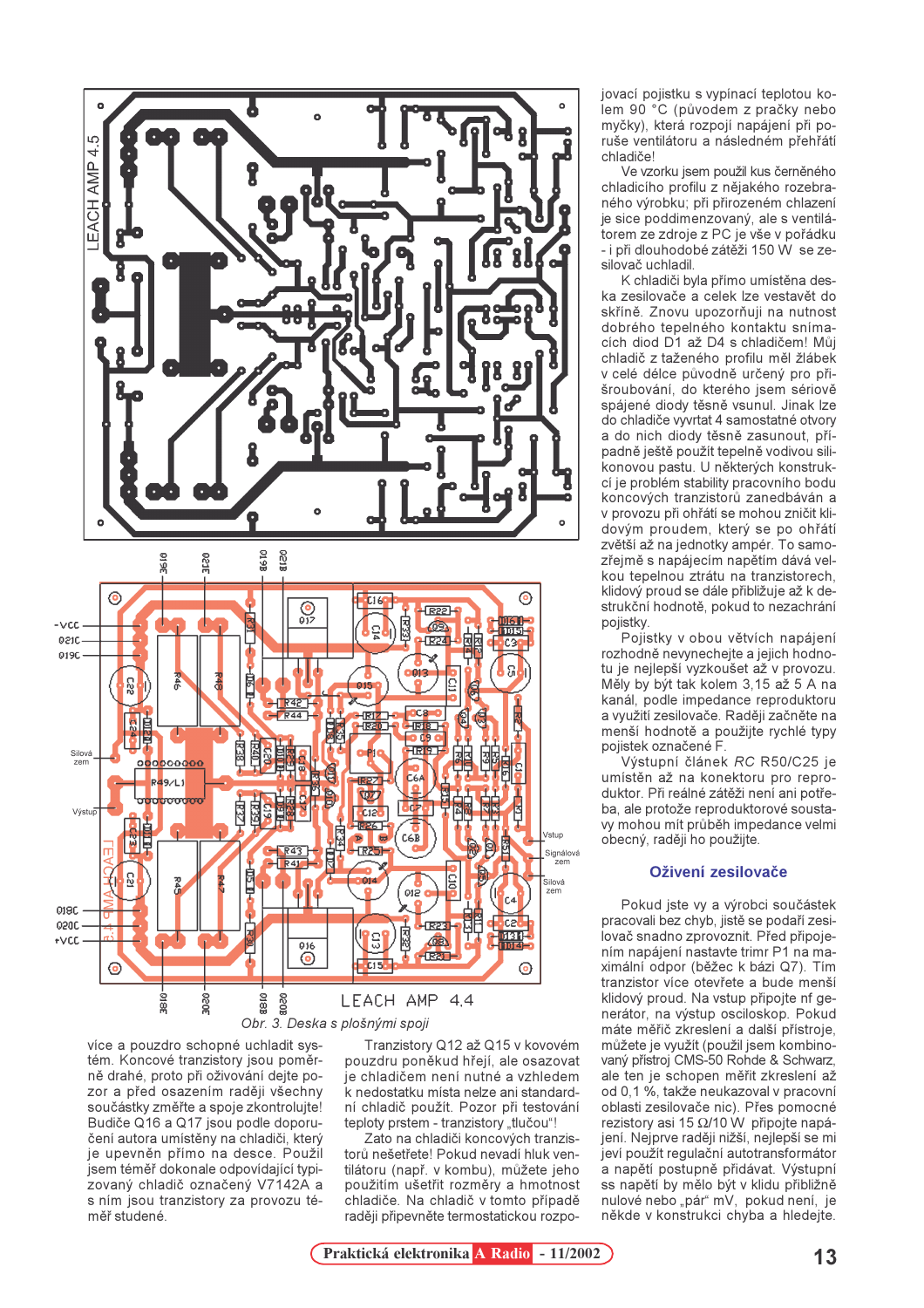Obr. 3. Deska s plošnými spoji

více a pouzdro schopné uchladit systém. Koncové tranzistory jsou poměrně drahé, proto při oživování dejte pozor a před osazením raději všechny součástky změřte a spoje zkontrolujte! Budiče Q16 a Q17 jsou podle doporučení autora umístěny na chladiči, který je upevněn přímo na desce. Použil jsem téměř dokonale odpovídající typizovaný chladič označený V7142A a s ním jsou tranzistory za provozu téměř studené.

Tranzistory Q12 až Q15 v kovovém pouzdru poněkud hřejí, ale osazovat je chladičem není nutné a vzhledem k nedostatku místa nelze ani standardní chladič použít. Pozor při testování teploty prstem - tranzistory „tlučou"!

Zato na chladiči koncových tranzistorů nešetřete! Pokud nevadí hluk ventilátoru (např. v kombu), můžete jeho použitím ušetřit rozměry a hmotnost chladiče. Na chladič v tomto případě raději připevněte termostatickou rozpojovací pojistku s vypínací teplotou kolem 90 °C (původem z pračky nebo myčky), která rozpojí napájení při poruše ventilátoru a následném přehřátí chladiče!

Ve vzorku jsem použil kus černěného chladicího profilu z nějakého rozebraného výrobku; při přirozeném chlazení je sice poddimenzovaný, ale s ventilátorem ze zdroje z PC je vše v pořádku - i při dlouhodobé zátěži 150 W se zesilovač uchladil.

K chladiči byla přímo umístěna deska zesilovače a celek lze vestavět do skříně. Znovu upozorňuji na nutnost dobrého tepelného kontaktu snímacích diod D1 až D4 s chladičem! Můj chladič z taženého profilu měl žlábek v celé délce původně určený pro přišroubování, do kterého jsem sériově spájené diody těsně vsunul. Jinak lze do chladiče vyvrtat 4 samostatné otvory a do nich diody těsně zasunout, případně ještě použít tepelně vodivou silikonovou pastu. U některých konstrukcí je problém stability pracovního bodu koncových tranzistorů zanedbáván a v provozu při ohřátí se mohou zničit klidovým proudem, který se po ohřátí zvětší až na jednotky ampér. To samozřejmě s napájecím napětím dává velkou tepelnou ztrátu na tranzistorech, klidový proud se dále přibližuje až k destrukční hodnotě, pokud to nezachrání pojistky.

Pojistky v obou větvích napájení rozhodně nevynechejte a jejich hodnotu je nejlepší vyzkoušet až v provozu. Měly by být tak kolem 3,15 až 5 A na kanál, podle impedance reproduktoru a využití zesilovače. Raději začněte na menší hodnotě a použijte rychlé typy pojistek označené F.

Výstupní článek *RC* R50/C25 je umístěn až na konektoru pro reproduktor. Při reálné zátěži není ani potřeba, ale protože reproduktorové soustavy mohou mít průběh impedance velmi obecný, raději ho použijte.

## Oživení zesilovače

Pokud jste vy a výrobci součástek pracovali bez chyb, jistě se podaří zesilovač snadno zprovoznit. Před připojením napájení nastavte trimr P1 na maximální odpor (běžec k bázi Q7). Tím tranzistor více otevřete a bude menší klidový proud. Na vstup připojte nf generátor, na výstup osciloskop. Pokud máte měřič zkreslení a další přístroje, můžete je využít (použil jsem kombinovaný přístroj CMS-50 Rohde & Schwarz, ale ten je schopen měřit zkreslení až od 0,1 %, takže neukazoval v pracovní oblasti zesilovače nic). Přes pomocné rezistory asi 15 Ω/10 W připojte napájení. Nejprve raději nižší, nejlepší se mi jeví použít regulační autotransformátor a napětí postupně přidávat. Výstupní ss napětí by mělo být v klidu přibližně nulové nebo „pár" mV, pokud není, je někde v konstrukci chyba a hledejte.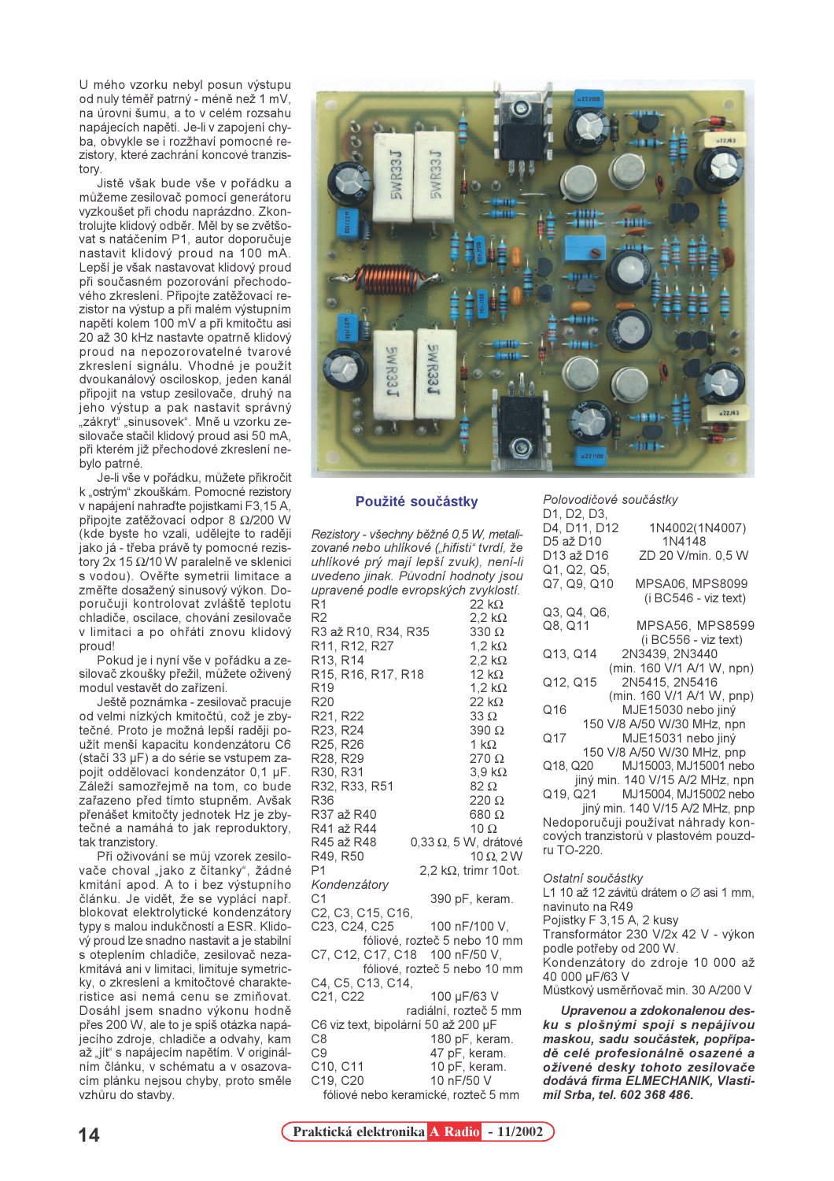U mého vzorku nebyl posun výstupu od nuly téměř patrný - méně než 1 mV, na úrovni šumu, a to v celém rozsahu napájecích napětí. Je-li v zapojení chyba, obvykle se i rozžhaví pomocné rezistory, které zachrání koncové tranzistory.

Jistě však bude vše v pořádku a můžeme zesilovač pomocí generátoru vyzkoušet při chodu naprázdno. Zkontrolujte klidový odběr. Měl by se zvětšovat s natáčením P1, autor doporučuje nastavit klidový proud na 100 mA. Lepší je však nastavovat klidový proud při současném pozorování přechodového zkreslení. Připojte zatěžovací rezistor na výstup a při malém výstupním napětí kolem 100 mV a při kmitočtu asi 20 až 30 kHz nastavte opatrně klidový proud na nepozorovatelné tvarové zkreslení signálu. Vhodné je použít dvoukanálový osciloskop, jeden kanál připojit na vstup zesilovače, druhý na jeho výstup a pak nastavit správný „zákryt" „sinusovek". Mně u vzorku zesilovače stačil klidový proud asi 50 mA, při kterém již přechodové zkreslení nebylo patrné.

Je-li vše v pořádku, můžete přikročit k „ostrým" zkouškám. Pomocné rezistory v napájení nahraďte pojistkami F3,15 A, připojte zatěžovací odpor 8 Ω/200 W (kde byste ho vzali, udělejte to raději jako já - třeba právě ty pomocné rezistory 2x 15 Ω/10 W paralelně ve sklenici s vodou). Ověřte symetrii limitace a změřte dosažený sinusový výkon. Doporučuji kontrolovat zvláště teplotu chladiče, oscilace, chování zesilovače v limitaci a po ohřátí znovu klidový proud!

Pokud je i nyní vše v pořádku a zesilovač zkoušky přežil, můžete oživený modul vestavět do zařízení.

Ještě poznámka - zesilovač pracuje od velmi nízkých kmitočtů, což je zbytečné. Proto je možná lepší raději použít menší kapacitu kondenzátoru C6 (stačí 33 μF) a do série se vstupem zapojit oddělovací kondenzátor 0,1 μF. Záleží samozřejmě na tom, co bude zařazeno před tímto stupněm. Avšak přenášet kmitočty jednotek Hz je zbytečné a namáhá to jak reproduktory, tak tranzistory.

Při oživování se můj vzorek zesilovače choval „jako z čítanky", žádné kmitání apod. A to i bez výstupního článku. Je vidět, že se vyplácí např. blokovat elektrolytické kondenzátory typy s malou indukčností a ESR. Klidový proud lze snadno nastavit a je stabilní s oteplením chladiče, zesilovač nezakmitává ani v limitaci, limituje symetricky, o zkreslení a kmitočtové charakteristice asi nemá cenu se zmiňovat. Dosáhl jsem snadno výkonu hodně přes 200 W, ale to je spíš otázka napájecího zdroje, chladiče a odvahy, kam až „jít" s napájecím napětím. V originálním článku, v schématu a v osazovacím plánku nejsou chyby, proto směle vzhůru do stavby.

## Použité součástky

*Rezistory - všechny běžné 0,5 W, metalizované nebo uhlíkové („hifisti" tvrdí, že uhlíkové prý mají lepší zvuk), není-li uvedeno jinak. Původní hodnoty jsou upravené podle evropských zvyklostí.*

| | |
|---|---|
| R1 | 22 kΩ |
| R2 | 2,2 kΩ |
| R3 až R10, R34, R35 | 330 Ω |
| R11, R12, R27 | 1,2 kΩ |
| R13, R14 | 2,2 kΩ |
| R15, R16, R17, R18 | 12 kΩ |
| R19 | 1,2 kΩ |
| R20 | 22 kΩ |
| R21, R22 | 33 Ω |
| R23, R24 | 390 Ω |
| R25, R26 | 1 kΩ |
| R28, R29 | 270 Ω |
| R30, R31 | 3,9 kΩ |
| R32, R33, R51 | 82 Ω |
| R36 | 220 Ω |
| R37 až R40 | 680 Ω |
| R41 až R44 | 10 Ω |
| R45 až R48 | 0,33 Ω, 5 W, drátové |
| R49, R50 | 10 Ω, 2 W |
| P1 | 2,2 kΩ, trimr 10ot. |

*Kondenzátory*

| | |
|---|---|
| C1 | 390 pF, keram. |
| C2, C3, C15, C16, C23, C24, C25 | 100 nF/100 V, fóliové, rozteč 5 nebo 10 mm |
| C7, C12, C17, C18 | 100 nF/50 V, fóliové, rozteč 5 nebo 10 mm |
| C4, C5, C13, C14, C21, C22 | 100 μF/63 V radiální, rozteč 5 mm |
| C6 viz text, bipolární 50 až 200 μF | |
| C8 | 180 pF, keram. |
| C9 | 47 pF, keram. |
| C10, C11 | 10 pF, keram. |
| C19, C20 | 10 nF/50 V fóliové nebo keramické, rozteč 5 mm |

*Polovodičové součástky*

| | |
|---|---|
| D1, D2, D3, D4, D11, D12 | 1N4002(1N4007) |
| D5 až D10 | 1N4148 |
| D13 až D16 | ZD 20 V/min. 0,5 W |
| Q1, Q2, Q5, Q7, Q9, Q10 | MPSA06, MPS8099 (i BC546 - viz text) |
| Q3, Q4, Q6, Q8, Q11 | MPSA56, MPS8599 (i BC556 - viz text) |
| Q13, Q14 | 2N3439, 2N3440 (min. 160 V/1 A/1 W, npn) |
| Q12, Q15 | 2N5415, 2N5416 (min. 160 V/1 A/1 W, pnp) |
| Q16 | MJE15030 nebo jiný 150 V/8 A/50 W/30 MHz, npn |
| Q17 | MJE15031 nebo jiný 150 V/8 A/50 W/30 MHz, pnp |
| Q18, Q20 | MJ15003, MJ15001 nebo jiný min. 140 V/15 A/2 MHz, npn |
| Q19, Q21 | MJ15004, MJ15002 nebo jiný min. 140 V/15 A/2 MHz, pnp |

Nedoporučuji používat náhrady koncových tranzistorů v plastovém pouzdru TO-220.

*Ostatní součástky*

L1 10 až 12 závitů drátem o ∅ asi 1 mm, navinuto na R49

Pojistky F 3,15 A, 2 kusy

Transformátor 230 V/2x 42 V - výkon podle potřeby od 200 W.

Kondenzátory do zdroje 10 000 až 40 000 μF/63 V

Můstkový usměrňovač min. 30 A/200 V

***Upravenou a zdokonalenou desku s plošnými spoji s nepájivou maskou, sadu součástek, popřípadě celé profesionálně osazené a oživené desky tohoto zesilovače dodává firma ELMECHANIK, Vlastimil Srba, tel. 602 368 486.***